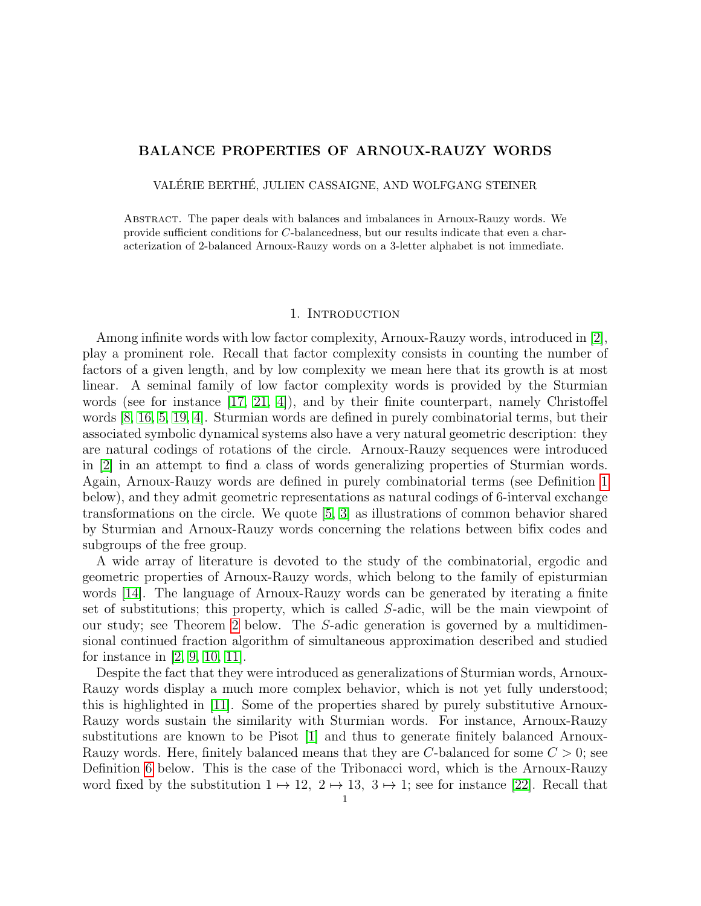# BALANCE PROPERTIES OF ARNOUX-RAUZY WORDS

VALÉRIE BERTHÉ, JULIEN CASSAIGNE, AND WOLFGANG STEINER

Abstract. The paper deals with balances and imbalances in Arnoux-Rauzy words. We provide sufficient conditions for $C$-balancedness, but our results indicate that even a characterization of 2-balanced Arnoux-Rauzy words on a 3-letter alphabet is not immediate.

## 1. Introduction

Among infinite words with low factor complexity, Arnoux-Rauzy words, introduced in [2], play a prominent role. Recall that factor complexity consists in counting the number of factors of a given length, and by low complexity we mean here that its growth is at most linear. A seminal family of low factor complexity words is provided by the Sturmian words (see for instance [17, 21, 4]), and by their finite counterpart, namely Christoffel words [8, 16, 5, 19, 4]. Sturmian words are defined in purely combinatorial terms, but their associated symbolic dynamical systems also have a very natural geometric description: they are natural codings of rotations of the circle. Arnoux-Rauzy sequences were introduced in [2] in an attempt to find a class of words generalizing properties of Sturmian words. Again, Arnoux-Rauzy words are defined in purely combinatorial terms (see Definition 1 below), and they admit geometric representations as natural codings of 6-interval exchange transformations on the circle. We quote [5, 3] as illustrations of common behavior shared by Sturmian and Arnoux-Rauzy words concerning the relations between bifix codes and subgroups of the free group.

A wide array of literature is devoted to the study of the combinatorial, ergodic and geometric properties of Arnoux-Rauzy words, which belong to the family of episturmian words [14]. The language of Arnoux-Rauzy words can be generated by iterating a finite set of substitutions; this property, which is called $S$-adic, will be the main viewpoint of our study; see Theorem 2 below. The $S$-adic generation is governed by a multidimensional continued fraction algorithm of simultaneous approximation described and studied for instance in [2, 9, 10, 11].

Despite the fact that they were introduced as generalizations of Sturmian words, Arnoux-Rauzy words display a much more complex behavior, which is not yet fully understood; this is highlighted in [11]. Some of the properties shared by purely substitutive Arnoux-Rauzy words sustain the similarity with Sturmian words. For instance, Arnoux-Rauzy substitutions are known to be Pisot [1] and thus to generate finitely balanced Arnoux-Rauzy words. Here, finitely balanced means that they are $C$-balanced for some $C > 0$; see Definition 6 below. This is the case of the Tribonacci word, which is the Arnoux-Rauzy word fixed by the substitution $1 \mapsto 12,\ 2 \mapsto 13,\ 3 \mapsto 1$; see for instance [22]. Recall that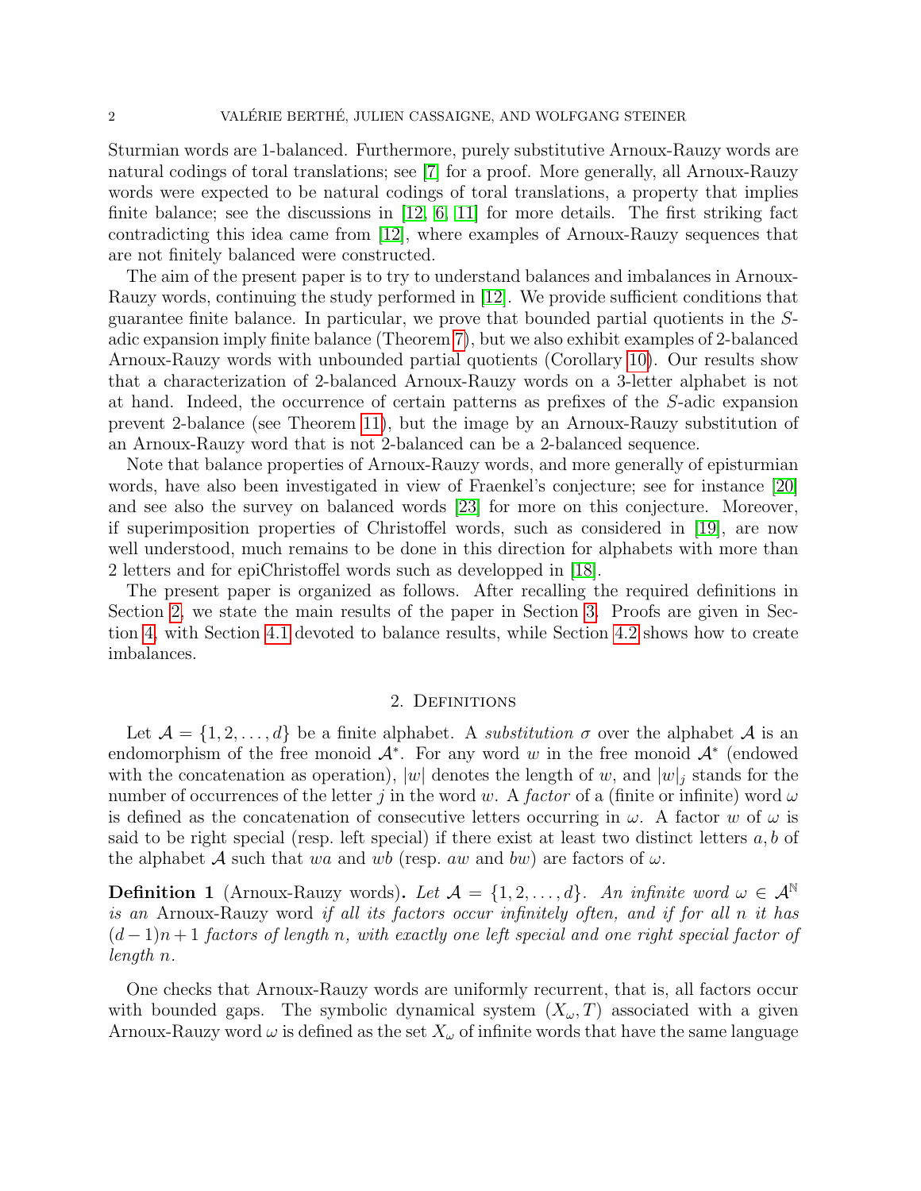Sturmian words are 1-balanced. Furthermore, purely substitutive Arnoux-Rauzy words are natural codings of toral translations; see [7] for a proof. More generally, all Arnoux-Rauzy words were expected to be natural codings of toral translations, a property that implies finite balance; see the discussions in [12, 6, 11] for more details. The first striking fact contradicting this idea came from [12], where examples of Arnoux-Rauzy sequences that are not finitely balanced were constructed.

The aim of the present paper is to try to understand balances and imbalances in Arnoux-Rauzy words, continuing the study performed in [12]. We provide sufficient conditions that guarantee finite balance. In particular, we prove that bounded partial quotients in the $S$-adic expansion imply finite balance (Theorem 7), but we also exhibit examples of 2-balanced Arnoux-Rauzy words with unbounded partial quotients (Corollary 10). Our results show that a characterization of 2-balanced Arnoux-Rauzy words on a 3-letter alphabet is not at hand. Indeed, the occurrence of certain patterns as prefixes of the $S$-adic expansion prevent 2-balance (see Theorem 11), but the image by an Arnoux-Rauzy substitution of an Arnoux-Rauzy word that is not 2-balanced can be a 2-balanced sequence.

Note that balance properties of Arnoux-Rauzy words, and more generally of episturmian words, have also been investigated in view of Fraenkel's conjecture; see for instance [20] and see also the survey on balanced words [23] for more on this conjecture. Moreover, if superimposition properties of Christoffel words, such as considered in [19], are now well understood, much remains to be done in this direction for alphabets with more than 2 letters and for epiChristoffel words such as developped in [18].

The present paper is organized as follows. After recalling the required definitions in Section 2, we state the main results of the paper in Section 3. Proofs are given in Section 4, with Section 4.1 devoted to balance results, while Section 4.2 shows how to create imbalances.

## 2. Definitions

Let $\mathcal{A} = \{1, 2, \ldots, d\}$ be a finite alphabet. A *substitution* $\sigma$ over the alphabet $\mathcal{A}$ is an endomorphism of the free monoid $\mathcal{A}^*$. For any word $w$ in the free monoid $\mathcal{A}^*$ (endowed with the concatenation as operation), $|w|$ denotes the length of $w$, and $|w|_j$ stands for the number of occurrences of the letter $j$ in the word $w$. A *factor* of a (finite or infinite) word $\omega$ is defined as the concatenation of consecutive letters occurring in $\omega$. A factor $w$ of $\omega$ is said to be right special (resp. left special) if there exist at least two distinct letters $a, b$ of the alphabet $\mathcal{A}$ such that $wa$ and $wb$ (resp. $aw$ and $bw$) are factors of $\omega$.

**Definition 1** (Arnoux-Rauzy words)**.** *Let $\mathcal{A} = \{1, 2, \ldots, d\}$. An infinite word $\omega \in \mathcal{A}^{\mathbb{N}}$ is an* Arnoux-Rauzy word *if all its factors occur infinitely often, and if for all $n$ it has $(d-1)n+1$ factors of length $n$, with exactly one left special and one right special factor of length $n$.*

One checks that Arnoux-Rauzy words are uniformly recurrent, that is, all factors occur with bounded gaps. The symbolic dynamical system $(X_\omega, T)$ associated with a given Arnoux-Rauzy word $\omega$ is defined as the set $X_\omega$ of infinite words that have the same language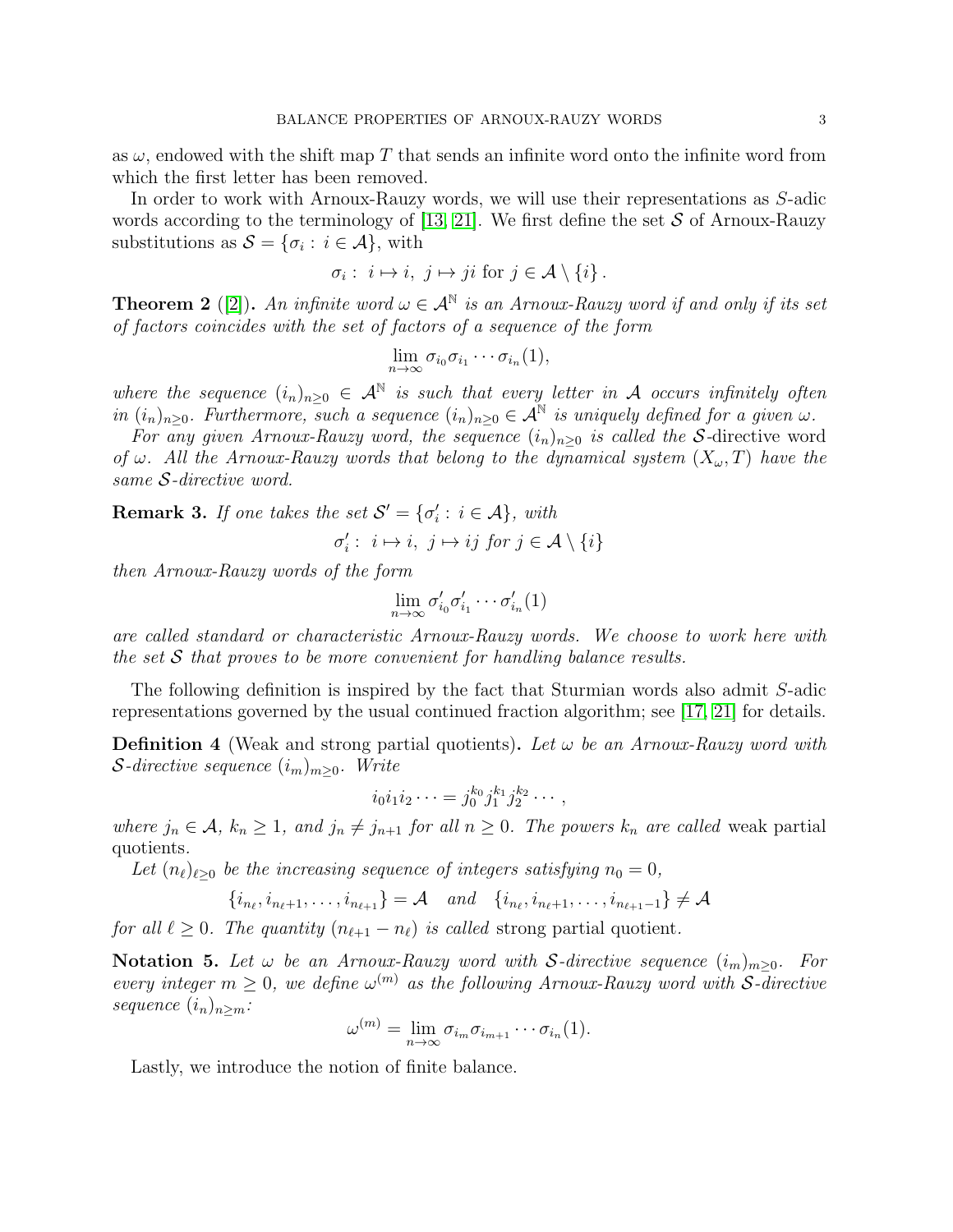as $\omega$, endowed with the shift map $T$ that sends an infinite word onto the infinite word from which the first letter has been removed.

In order to work with Arnoux-Rauzy words, we will use their representations as $S$-adic words according to the terminology of [13, 21]. We first define the set $\mathcal{S}$ of Arnoux-Rauzy substitutions as $\mathcal{S} = \{\sigma_i : i \in \mathcal{A}\}$, with

$$\sigma_i : \; i \mapsto i, \; j \mapsto ji \text{ for } j \in \mathcal{A} \setminus \{i\}\,.$$

**Theorem 2** ([2])**.** *An infinite word $\omega \in \mathcal{A}^{\mathbb{N}}$ is an Arnoux-Rauzy word if and only if its set of factors coincides with the set of factors of a sequence of the form*

$$\lim_{n\to\infty} \sigma_{i_0}\sigma_{i_1}\cdots\sigma_{i_n}(1),$$

*where the sequence $(i_n)_{n\geq 0} \in \mathcal{A}^{\mathbb{N}}$ is such that every letter in $\mathcal{A}$ occurs infinitely often in $(i_n)_{n\geq 0}$. Furthermore, such a sequence $(i_n)_{n\geq 0} \in \mathcal{A}^{\mathbb{N}}$ is uniquely defined for a given $\omega$.*

*For any given Arnoux-Rauzy word, the sequence $(i_n)_{n\geq 0}$ is called the* $\mathcal{S}$-directive word *of $\omega$. All the Arnoux-Rauzy words that belong to the dynamical system $(X_\omega, T)$ have the same $\mathcal{S}$-directive word.*

**Remark 3.** *If one takes the set $\mathcal{S}' = \{\sigma'_i : i \in \mathcal{A}\}$, with*

$$\sigma'_i : \; i \mapsto i, \; j \mapsto ij \text{ for } j \in \mathcal{A} \setminus \{i\}$$

*then Arnoux-Rauzy words of the form*

$$\lim_{n\to\infty} \sigma'_{i_0}\sigma'_{i_1}\cdots\sigma'_{i_n}(1)$$

*are called standard or characteristic Arnoux-Rauzy words. We choose to work here with the set $\mathcal{S}$ that proves to be more convenient for handling balance results.*

The following definition is inspired by the fact that Sturmian words also admit $S$-adic representations governed by the usual continued fraction algorithm; see [17, 21] for details.

**Definition 4** (Weak and strong partial quotients)**.** *Let $\omega$ be an Arnoux-Rauzy word with $\mathcal{S}$-directive sequence $(i_m)_{m\geq 0}$. Write*

$$i_0 i_1 i_2 \cdots = j_0^{k_0} j_1^{k_1} j_2^{k_2} \cdots\,,$$

*where $j_n \in \mathcal{A}$, $k_n \geq 1$, and $j_n \neq j_{n+1}$ for all $n \geq 0$. The powers $k_n$ are called* weak partial quotients.

*Let $(n_\ell)_{\ell\geq 0}$ be the increasing sequence of integers satisfying $n_0 = 0$,*

$$\{i_{n_\ell}, i_{n_\ell+1}, \ldots, i_{n_{\ell+1}}\} = \mathcal{A} \quad \text{and} \quad \{i_{n_\ell}, i_{n_\ell+1}, \ldots, i_{n_{\ell+1}-1}\} \neq \mathcal{A}$$

*for all $\ell \geq 0$. The quantity $(n_{\ell+1} - n_\ell)$ is called* strong partial quotient*.*

**Notation 5.** *Let $\omega$ be an Arnoux-Rauzy word with $\mathcal{S}$-directive sequence $(i_m)_{m\geq 0}$. For every integer $m \geq 0$, we define $\omega^{(m)}$ as the following Arnoux-Rauzy word with $\mathcal{S}$-directive sequence $(i_n)_{n\geq m}$:*

$$\omega^{(m)} = \lim_{n\to\infty} \sigma_{i_m}\sigma_{i_{m+1}}\cdots\sigma_{i_n}(1).$$

Lastly, we introduce the notion of finite balance.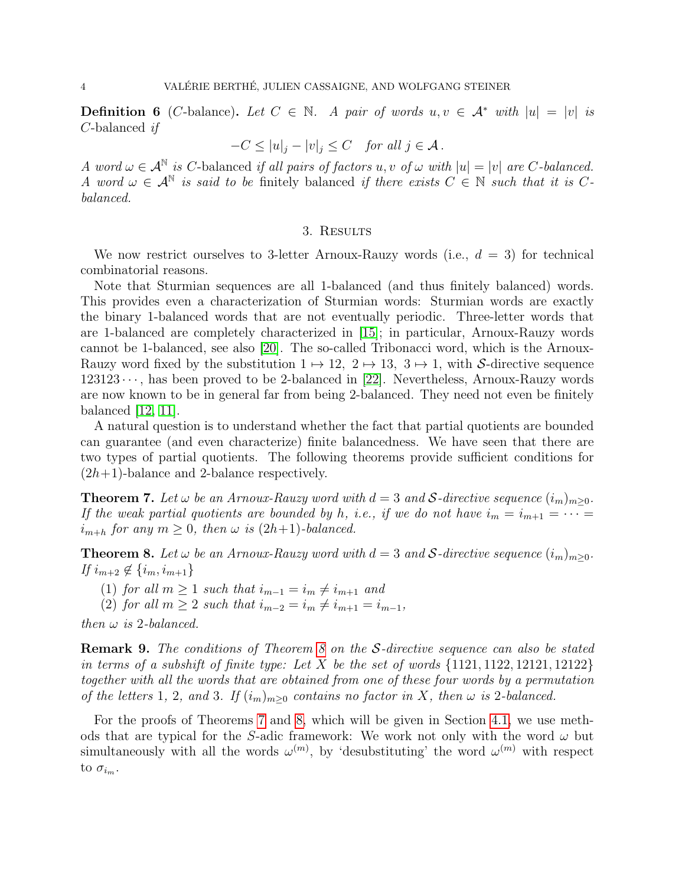**Definition 6** (*C*-balance)**.** *Let $C \in \mathbb{N}$. A pair of words $u, v \in \mathcal{A}^*$ with $|u| = |v|$ is* C-balanced *if*

$$-C \leq |u|_j - |v|_j \leq C \quad \text{for all } j \in \mathcal{A}\,.$$

*A word $\omega \in \mathcal{A}^{\mathbb{N}}$ is* C-balanced *if all pairs of factors $u, v$ of $\omega$ with $|u| = |v|$ are $C$-balanced. A word $\omega \in \mathcal{A}^{\mathbb{N}}$ is said to be* finitely balanced *if there exists $C \in \mathbb{N}$ such that it is $C$-balanced.*

## 3. Results

We now restrict ourselves to 3-letter Arnoux-Rauzy words (i.e., $d = 3$) for technical combinatorial reasons.

Note that Sturmian sequences are all 1-balanced (and thus finitely balanced) words. This provides even a characterization of Sturmian words: Sturmian words are exactly the binary 1-balanced words that are not eventually periodic. Three-letter words that are 1-balanced are completely characterized in [15]; in particular, Arnoux-Rauzy words cannot be 1-balanced, see also [20]. The so-called Tribonacci word, which is the Arnoux-Rauzy word fixed by the substitution $1 \mapsto 12,\ 2 \mapsto 13,\ 3 \mapsto 1$, with $\mathcal{S}$-directive sequence $123123\cdots$, has been proved to be 2-balanced in [22]. Nevertheless, Arnoux-Rauzy words are now known to be in general far from being 2-balanced. They need not even be finitely balanced [12, 11].

A natural question is to understand whether the fact that partial quotients are bounded can guarantee (and even characterize) finite balancedness. We have seen that there are two types of partial quotients. The following theorems provide sufficient conditions for $(2h+1)$-balance and 2-balance respectively.

**Theorem 7.** *Let $\omega$ be an Arnoux-Rauzy word with $d = 3$ and $\mathcal{S}$-directive sequence $(i_m)_{m\geq 0}$. If the weak partial quotients are bounded by $h$, i.e., if we do not have $i_m = i_{m+1} = \cdots = i_{m+h}$ for any $m \geq 0$, then $\omega$ is $(2h+1)$-balanced.*

**Theorem 8.** *Let $\omega$ be an Arnoux-Rauzy word with $d = 3$ and $\mathcal{S}$-directive sequence $(i_m)_{m\geq 0}$. If $i_{m+2} \notin \{i_m, i_{m+1}\}$*

1. *for all $m \geq 1$ such that $i_{m-1} = i_m \neq i_{m+1}$ and*
2. *for all $m \geq 2$ such that $i_{m-2} = i_m \neq i_{m+1} = i_{m-1}$,*

*then $\omega$ is 2-balanced.*

**Remark 9.** *The conditions of Theorem 8 on the $\mathcal{S}$-directive sequence can also be stated in terms of a subshift of finite type: Let $X$ be the set of words $\{1121, 1122, 12121, 12122\}$ together with all the words that are obtained from one of these four words by a permutation of the letters 1, 2, and 3. If $(i_m)_{m\geq 0}$ contains no factor in $X$, then $\omega$ is 2-balanced.*

For the proofs of Theorems 7 and 8, which will be given in Section 4.1, we use methods that are typical for the $S$-adic framework: We work not only with the word $\omega$ but simultaneously with all the words $\omega^{(m)}$, by 'desubstituting' the word $\omega^{(m)}$ with respect to $\sigma_{i_m}$.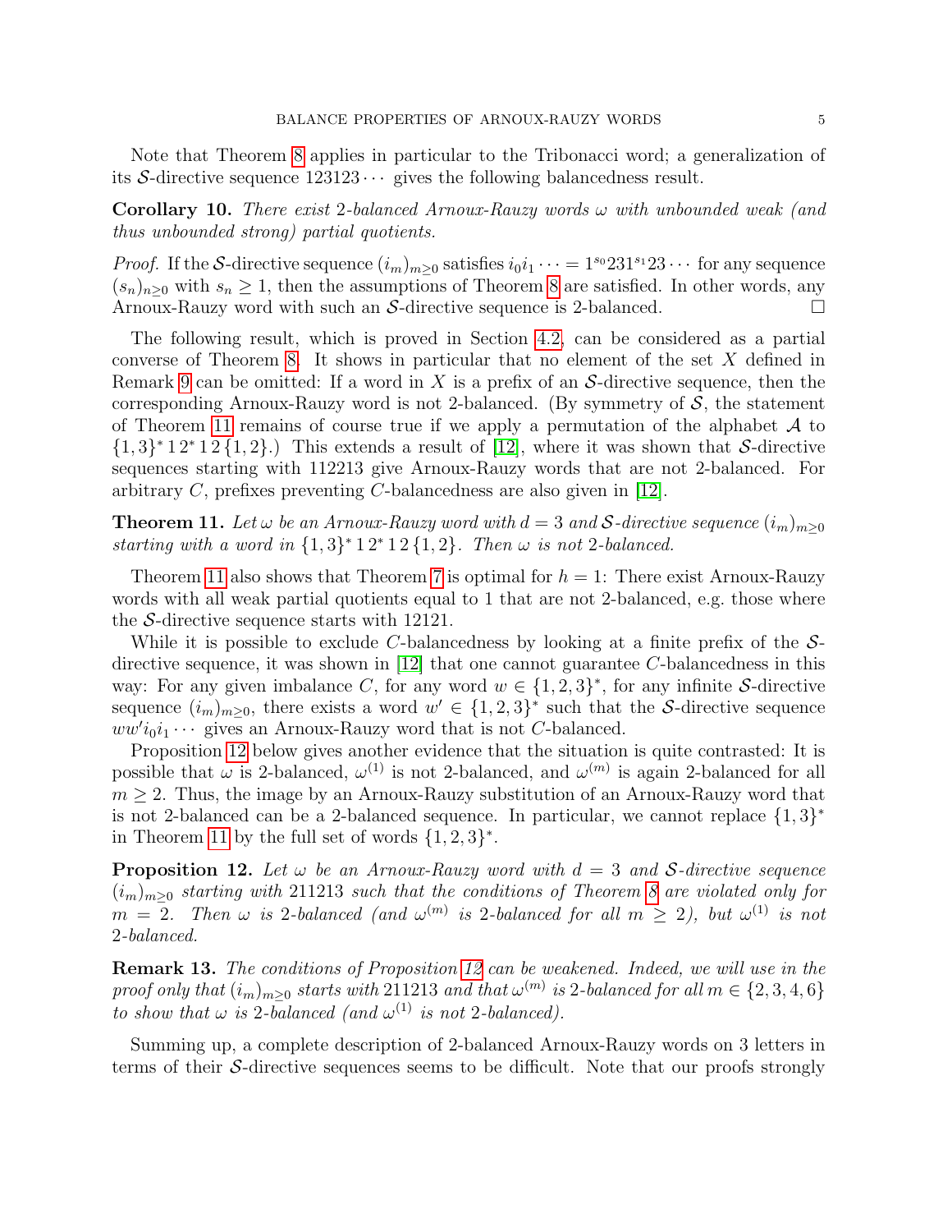Note that Theorem 8 applies in particular to the Tribonacci word; a generalization of its $\mathcal{S}$-directive sequence $123123\cdots$ gives the following balancedness result.

**Corollary 10.** *There exist* 2*-balanced Arnoux-Rauzy words* $\omega$ *with unbounded weak (and thus unbounded strong) partial quotients.*

*Proof.* If the $\mathcal{S}$-directive sequence $(i_m)_{m\geq 0}$ satisfies $i_0 i_1 \cdots = 1^{s_0} 2 3 1^{s_1} 2 3 \cdots$ for any sequence $(s_n)_{n\geq 0}$ with $s_n \geq 1$, then the assumptions of Theorem 8 are satisfied. In other words, any Arnoux-Rauzy word with such an $\mathcal{S}$-directive sequence is 2-balanced. $\square$

The following result, which is proved in Section 4.2, can be considered as a partial converse of Theorem 8. It shows in particular that no element of the set $X$ defined in Remark 9 can be omitted: If a word in $X$ is a prefix of an $\mathcal{S}$-directive sequence, then the corresponding Arnoux-Rauzy word is not 2-balanced. (By symmetry of $\mathcal{S}$, the statement of Theorem 11 remains of course true if we apply a permutation of the alphabet $\mathcal{A}$ to $\{1,3\}^*\,1\,2^*\,1\,2\,\{1,2\}$.) This extends a result of [12], where it was shown that $\mathcal{S}$-directive sequences starting with 112213 give Arnoux-Rauzy words that are not 2-balanced. For arbitrary $C$, prefixes preventing $C$-balancedness are also given in [12].

**Theorem 11.** *Let* $\omega$ *be an Arnoux-Rauzy word with* $d = 3$ *and* $\mathcal{S}$*-directive sequence* $(i_m)_{m\geq 0}$ *starting with a word in* $\{1,3\}^*\,1\,2^*\,1\,2\,\{1,2\}$*. Then* $\omega$ *is not* 2*-balanced.*

Theorem 11 also shows that Theorem 7 is optimal for $h = 1$: There exist Arnoux-Rauzy words with all weak partial quotients equal to 1 that are not 2-balanced, e.g. those where the $\mathcal{S}$-directive sequence starts with 12121.

While it is possible to exclude $C$-balancedness by looking at a finite prefix of the $\mathcal{S}$-directive sequence, it was shown in [12] that one cannot guarantee $C$-balancedness in this way: For any given imbalance $C$, for any word $w \in \{1,2,3\}^*$, for any infinite $\mathcal{S}$-directive sequence $(i_m)_{m\geq 0}$, there exists a word $w' \in \{1,2,3\}^*$ such that the $\mathcal{S}$-directive sequence $ww'i_0i_1\cdots$ gives an Arnoux-Rauzy word that is not $C$-balanced.

Proposition 12 below gives another evidence that the situation is quite contrasted: It is possible that $\omega$ is 2-balanced, $\omega^{(1)}$ is not 2-balanced, and $\omega^{(m)}$ is again 2-balanced for all $m \geq 2$. Thus, the image by an Arnoux-Rauzy substitution of an Arnoux-Rauzy word that is not 2-balanced can be a 2-balanced sequence. In particular, we cannot replace $\{1,3\}^*$ in Theorem 11 by the full set of words $\{1,2,3\}^*$.

**Proposition 12.** *Let* $\omega$ *be an Arnoux-Rauzy word with* $d = 3$ *and* $\mathcal{S}$*-directive sequence* $(i_m)_{m\geq 0}$ *starting with* 211213 *such that the conditions of Theorem 8 are violated only for* $m = 2$*. Then* $\omega$ *is* 2*-balanced (and* $\omega^{(m)}$ *is* 2*-balanced for all* $m \geq 2$*), but* $\omega^{(1)}$ *is not* 2*-balanced.*

**Remark 13.** *The conditions of Proposition 12 can be weakened. Indeed, we will use in the proof only that* $(i_m)_{m\geq 0}$ *starts with* 211213 *and that* $\omega^{(m)}$ *is* 2*-balanced for all* $m \in \{2,3,4,6\}$ *to show that* $\omega$ *is* 2*-balanced (and* $\omega^{(1)}$ *is not* 2*-balanced).*

Summing up, a complete description of 2-balanced Arnoux-Rauzy words on 3 letters in terms of their $\mathcal{S}$-directive sequences seems to be difficult. Note that our proofs strongly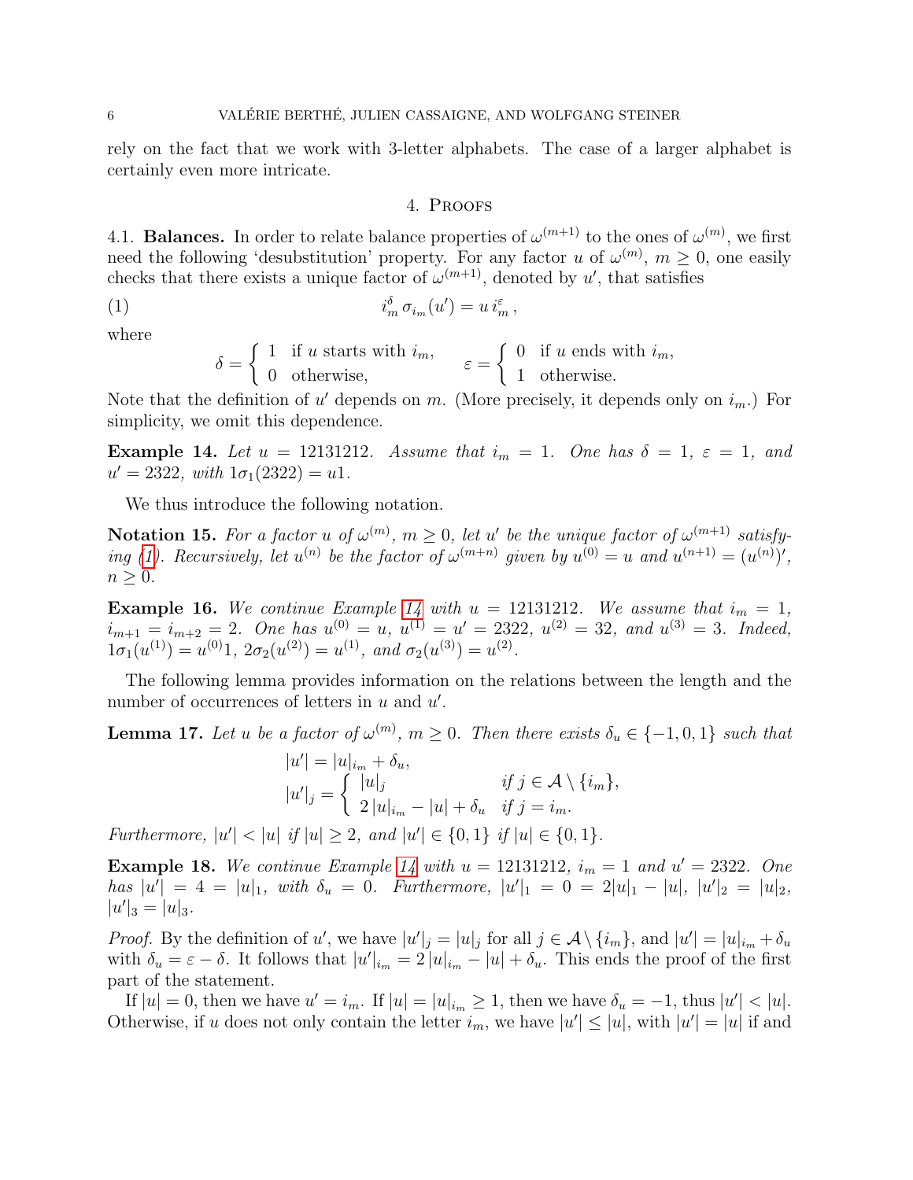rely on the fact that we work with 3-letter alphabets. The case of a larger alphabet is certainly even more intricate.

## 4. Proofs

4.1. **Balances.** In order to relate balance properties of $\omega^{(m+1)}$ to the ones of $\omega^{(m)}$, we first need the following 'desubstitution' property. For any factor $u$ of $\omega^{(m)}$, $m \geq 0$, one easily checks that there exists a unique factor of $\omega^{(m+1)}$, denoted by $u'$, that satisfies

$$i_m^{\delta}\, \sigma_{i_m}(u') = u\, i_m^{\varepsilon}\,, \tag{1}$$

where

$$\delta = \begin{cases} 1 & \text{if } u \text{ starts with } i_m, \\ 0 & \text{otherwise,} \end{cases} \qquad \varepsilon = \begin{cases} 0 & \text{if } u \text{ ends with } i_m, \\ 1 & \text{otherwise.} \end{cases}$$

Note that the definition of $u'$ depends on $m$. (More precisely, it depends only on $i_m$.) For simplicity, we omit this dependence.

**Example 14.** *Let $u = 12131212$. Assume that $i_m = 1$. One has $\delta = 1$, $\varepsilon = 1$, and $u' = 2322$, with $1\sigma_1(2322) = u1$.*

We thus introduce the following notation.

**Notation 15.** *For a factor $u$ of $\omega^{(m)}$, $m \geq 0$, let $u'$ be the unique factor of $\omega^{(m+1)}$ satisfying (1). Recursively, let $u^{(n)}$ be the factor of $\omega^{(m+n)}$ given by $u^{(0)} = u$ and $u^{(n+1)} = (u^{(n)})'$, $n \geq 0$.*

**Example 16.** *We continue Example 14 with $u = 12131212$. We assume that $i_m = 1$, $i_{m+1} = i_{m+2} = 2$. One has $u^{(0)} = u$, $u^{(1)} = u' = 2322$, $u^{(2)} = 32$, and $u^{(3)} = 3$. Indeed, $1\sigma_1(u^{(1)}) = u^{(0)}1$, $2\sigma_2(u^{(2)}) = u^{(1)}$, and $\sigma_2(u^{(3)}) = u^{(2)}$.*

The following lemma provides information on the relations between the length and the number of occurrences of letters in $u$ and $u'$.

**Lemma 17.** *Let $u$ be a factor of $\omega^{(m)}$, $m \geq 0$. Then there exists $\delta_u \in \{-1, 0, 1\}$ such that*

$$|u'| = |u|_{i_m} + \delta_u,$$
$$|u'|_j = \begin{cases} |u|_j & \text{if } j \in \mathcal{A} \setminus \{i_m\}, \\ 2\,|u|_{i_m} - |u| + \delta_u & \text{if } j = i_m. \end{cases}$$

*Furthermore, $|u'| < |u|$ if $|u| \geq 2$, and $|u'| \in \{0, 1\}$ if $|u| \in \{0, 1\}$.*

**Example 18.** *We continue Example 14 with $u = 12131212$, $i_m = 1$ and $u' = 2322$. One has $|u'| = 4 = |u|_1$, with $\delta_u = 0$. Furthermore, $|u'|_1 = 0 = 2|u|_1 - |u|$, $|u'|_2 = |u|_2$, $|u'|_3 = |u|_3$.*

*Proof.* By the definition of $u'$, we have $|u'|_j = |u|_j$ for all $j \in \mathcal{A} \setminus \{i_m\}$, and $|u'| = |u|_{i_m} + \delta_u$ with $\delta_u = \varepsilon - \delta$. It follows that $|u'|_{i_m} = 2\,|u|_{i_m} - |u| + \delta_u$. This ends the proof of the first part of the statement.

If $|u| = 0$, then we have $u' = i_m$. If $|u| = |u|_{i_m} \geq 1$, then we have $\delta_u = -1$, thus $|u'| < |u|$. Otherwise, if $u$ does not only contain the letter $i_m$, we have $|u'| \leq |u|$, with $|u'| = |u|$ if and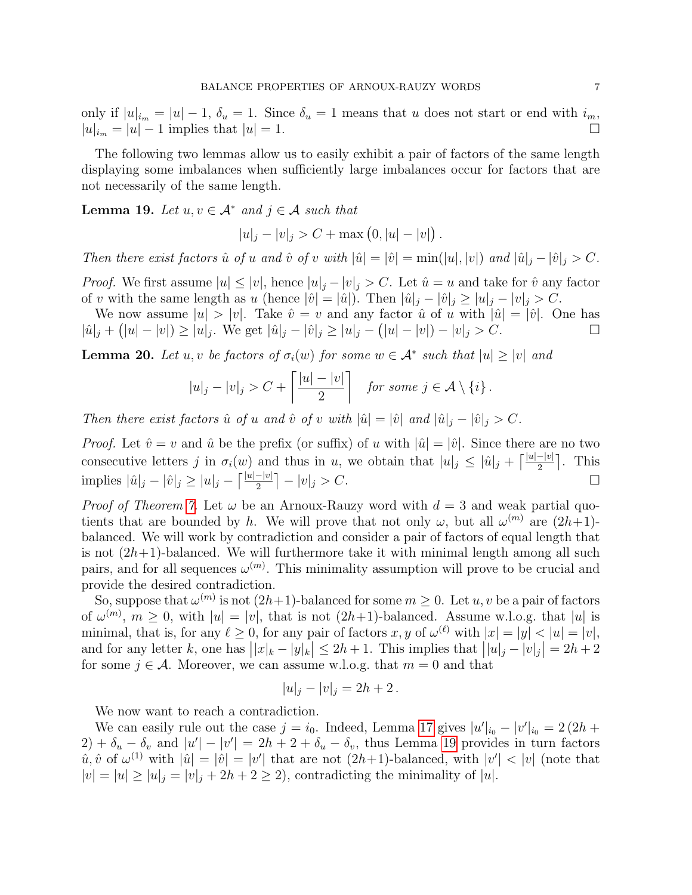only if $|u|_{i_m} = |u| - 1$, $\delta_u = 1$. Since $\delta_u = 1$ means that $u$ does not start or end with $i_m$, $|u|_{i_m} = |u| - 1$ implies that $|u| = 1$. □

The following two lemmas allow us to easily exhibit a pair of factors of the same length displaying some imbalances when sufficiently large imbalances occur for factors that are not necessarily of the same length.

**Lemma 19.** *Let $u, v \in \mathcal{A}^*$ and $j \in \mathcal{A}$ such that*

$$|u|_j - |v|_j > C + \max\big(0, |u| - |v|\big) .$$

*Then there exist factors $\hat{u}$ of $u$ and $\hat{v}$ of $v$ with $|\hat{u}| = |\hat{v}| = \min(|u|, |v|)$ and $|\hat{u}|_j - |\hat{v}|_j > C$.*

*Proof.* We first assume $|u| \le |v|$, hence $|u|_j - |v|_j > C$. Let $\hat{u} = u$ and take for $\hat{v}$ any factor of $v$ with the same length as $u$ (hence $|\hat{v}| = |\hat{u}|$). Then $|\hat{u}|_j - |\hat{v}|_j \ge |u|_j - |v|_j > C$.

We now assume $|u| > |v|$. Take $\hat{v} = v$ and any factor $\hat{u}$ of $u$ with $|\hat{u}| = |\hat{v}|$. One has $|\hat{u}|_j + \big(|u| - |v|\big) \ge |u|_j$. We get $|\hat{u}|_j - |\hat{v}|_j \ge |u|_j - \big(|u| - |v|\big) - |v|_j > C$. □

**Lemma 20.** *Let $u, v$ be factors of $\sigma_i(w)$ for some $w \in \mathcal{A}^*$ such that $|u| \ge |v|$ and*

$$|u|_j - |v|_j > C + \left\lceil \frac{|u| - |v|}{2} \right\rceil \quad \text{for some } j \in \mathcal{A} \setminus \{i\} .$$

*Then there exist factors $\hat{u}$ of $u$ and $\hat{v}$ of $v$ with $|\hat{u}| = |\hat{v}|$ and $|\hat{u}|_j - |\hat{v}|_j > C$.*

*Proof.* Let $\hat{v} = v$ and $\hat{u}$ be the prefix (or suffix) of $u$ with $|\hat{u}| = |\hat{v}|$. Since there are no two consecutive letters $j$ in $\sigma_i(w)$ and thus in $u$, we obtain that $|u|_j \le |\hat{u}|_j + \lceil \frac{|u| - |v|}{2} \rceil$. This implies $|\hat{u}|_j - |\hat{v}|_j \ge |u|_j - \lceil \frac{|u| - |v|}{2} \rceil - |v|_j > C$. □

*Proof of Theorem 7.* Let $\omega$ be an Arnoux-Rauzy word with $d = 3$ and weak partial quotients that are bounded by $h$. We will prove that not only $\omega$, but all $\omega^{(m)}$ are $(2h+1)$-balanced. We will work by contradiction and consider a pair of factors of equal length that is not $(2h+1)$-balanced. We will furthermore take it with minimal length among all such pairs, and for all sequences $\omega^{(m)}$. This minimality assumption will prove to be crucial and provide the desired contradiction.

So, suppose that $\omega^{(m)}$ is not $(2h+1)$-balanced for some $m \ge 0$. Let $u, v$ be a pair of factors of $\omega^{(m)}$, $m \ge 0$, with $|u| = |v|$, that is not $(2h+1)$-balanced. Assume w.l.o.g. that $|u|$ is minimal, that is, for any $\ell \ge 0$, for any pair of factors $x, y$ of $\omega^{(\ell)}$ with $|x| = |y| < |u| = |v|$, and for any letter $k$, one has $\big||x|_k - |y|_k\big| \le 2h + 1$. This implies that $\big||u|_j - |v|_j\big| = 2h + 2$ for some $j \in \mathcal{A}$. Moreover, we can assume w.l.o.g. that $m = 0$ and that

$$|u|_j - |v|_j = 2h + 2 .$$

We now want to reach a contradiction.

We can easily rule out the case $j = i_0$. Indeed, Lemma 17 gives $|u'|_{i_0} - |v'|_{i_0} = 2\,(2h + 2) + \delta_u - \delta_v$ and $|u'| - |v'| = 2h + 2 + \delta_u - \delta_v$, thus Lemma 19 provides in turn factors $\hat{u}, \hat{v}$ of $\omega^{(1)}$ with $|\hat{u}| = |\hat{v}| = |v'|$ that are not $(2h+1)$-balanced, with $|v'| < |v|$ (note that $|v| = |u| \ge |u|_j = |v|_j + 2h + 2 \ge 2$), contradicting the minimality of $|u|$.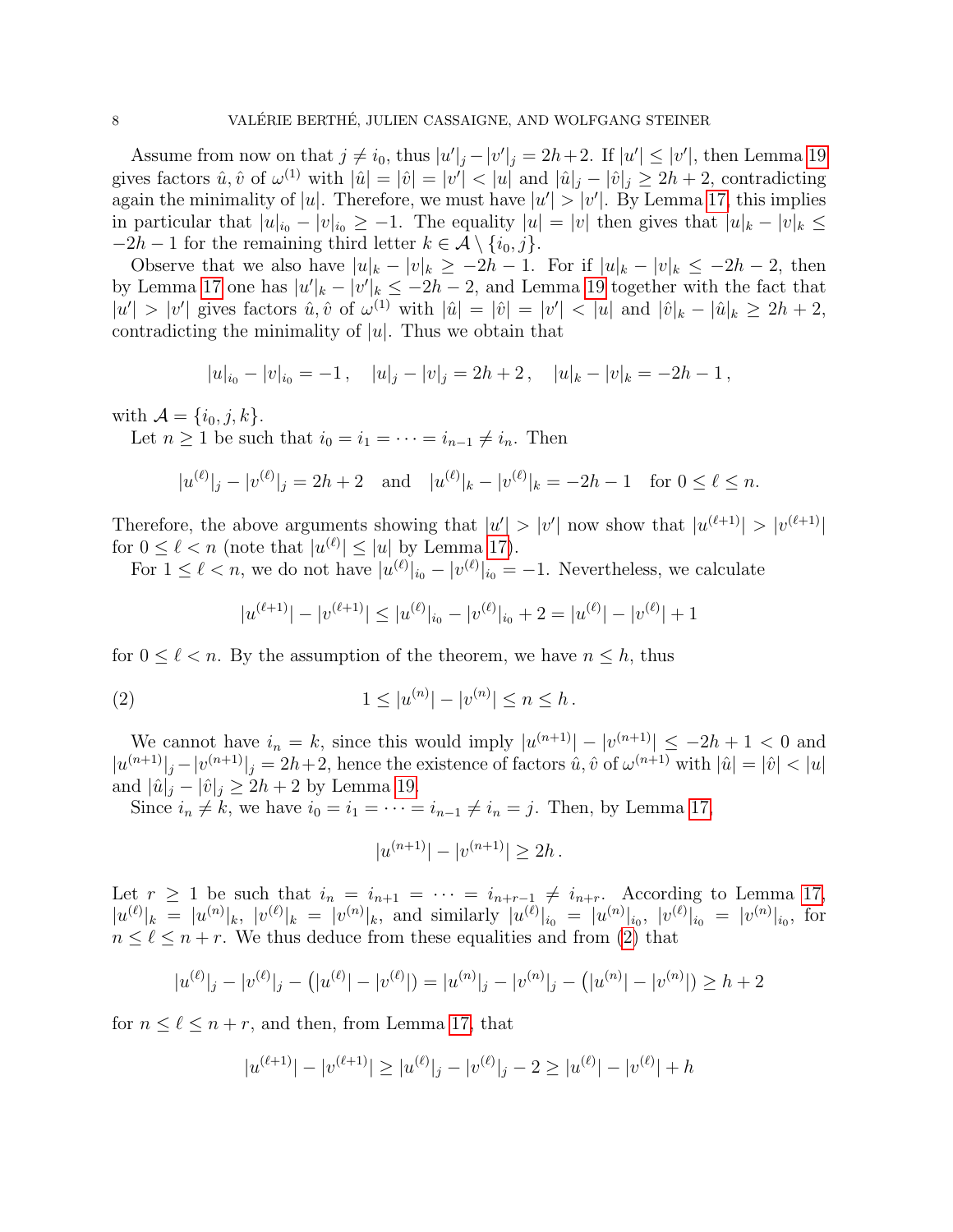Assume from now on that $j \neq i_0$, thus $|u'|_j - |v'|_j = 2h+2$. If $|u'| \leq |v'|$, then Lemma 19 gives factors $\hat{u}, \hat{v}$ of $\omega^{(1)}$ with $|\hat{u}| = |\hat{v}| = |v'| < |u|$ and $|\hat{u}|_j - |\hat{v}|_j \geq 2h+2$, contradicting again the minimality of $|u|$. Therefore, we must have $|u'| > |v'|$. By Lemma 17, this implies in particular that $|u|_{i_0} - |v|_{i_0} \geq -1$. The equality $|u| = |v|$ then gives that $|u|_k - |v|_k \leq -2h-1$ for the remaining third letter $k \in \mathcal{A} \setminus \{i_0, j\}$.

Observe that we also have $|u|_k - |v|_k \geq -2h-1$. For if $|u|_k - |v|_k \leq -2h-2$, then by Lemma 17 one has $|u'|_k - |v'|_k \leq -2h-2$, and Lemma 19 together with the fact that $|u'| > |v'|$ gives factors $\hat{u}, \hat{v}$ of $\omega^{(1)}$ with $|\hat{u}| = |\hat{v}| = |v'| < |u|$ and $|\hat{v}|_k - |\hat{u}|_k \geq 2h+2$, contradicting the minimality of $|u|$. Thus we obtain that

$$|u|_{i_0} - |v|_{i_0} = -1\,, \quad |u|_j - |v|_j = 2h+2\,, \quad |u|_k - |v|_k = -2h-1\,,$$

with $\mathcal{A} = \{i_0, j, k\}$.

Let $n \geq 1$ be such that $i_0 = i_1 = \cdots = i_{n-1} \neq i_n$. Then

$$|u^{(\ell)}|_j - |v^{(\ell)}|_j = 2h+2 \quad \text{and} \quad |u^{(\ell)}|_k - |v^{(\ell)}|_k = -2h-1 \quad \text{for } 0 \leq \ell \leq n.$$

Therefore, the above arguments showing that $|u'| > |v'|$ now show that $|u^{(\ell+1)}| > |v^{(\ell+1)}|$ for $0 \leq \ell < n$ (note that $|u^{(\ell)}| \leq |u|$ by Lemma 17).

For $1 \leq \ell < n$, we do not have $|u^{(\ell)}|_{i_0} - |v^{(\ell)}|_{i_0} = -1$. Nevertheless, we calculate

$$|u^{(\ell+1)}| - |v^{(\ell+1)}| \leq |u^{(\ell)}|_{i_0} - |v^{(\ell)}|_{i_0} + 2 = |u^{(\ell)}| - |v^{(\ell)}| + 1$$

for $0 \leq \ell < n$. By the assumption of the theorem, we have $n \leq h$, thus

$$1 \leq |u^{(n)}| - |v^{(n)}| \leq n \leq h\,. \tag{2}$$

We cannot have $i_n = k$, since this would imply $|u^{(n+1)}| - |v^{(n+1)}| \leq -2h+1 < 0$ and $|u^{(n+1)}|_j - |v^{(n+1)}|_j = 2h+2$, hence the existence of factors $\hat{u}, \hat{v}$ of $\omega^{(n+1)}$ with $|\hat{u}| = |\hat{v}| < |u|$ and $|\hat{u}|_j - |\hat{v}|_j \geq 2h+2$ by Lemma 19.

Since $i_n \neq k$, we have $i_0 = i_1 = \cdots = i_{n-1} \neq i_n = j$. Then, by Lemma 17,

$$|u^{(n+1)}| - |v^{(n+1)}| \geq 2h\,.$$

Let $r \geq 1$ be such that $i_n = i_{n+1} = \cdots = i_{n+r-1} \neq i_{n+r}$. According to Lemma 17, $|u^{(\ell)}|_k = |u^{(n)}|_k$, $|v^{(\ell)}|_k = |v^{(n)}|_k$, and similarly $|u^{(\ell)}|_{i_0} = |u^{(n)}|_{i_0}$, $|v^{(\ell)}|_{i_0} = |v^{(n)}|_{i_0}$, for $n \leq \ell \leq n+r$. We thus deduce from these equalities and from (2) that

$$|u^{(\ell)}|_j - |v^{(\ell)}|_j - \big(|u^{(\ell)}| - |v^{(\ell)}|\big) = |u^{(n)}|_j - |v^{(n)}|_j - \big(|u^{(n)}| - |v^{(n)}|\big) \geq h+2$$

for $n \leq \ell \leq n+r$, and then, from Lemma 17, that

$$|u^{(\ell+1)}| - |v^{(\ell+1)}| \geq |u^{(\ell)}|_j - |v^{(\ell)}|_j - 2 \geq |u^{(\ell)}| - |v^{(\ell)}| + h$$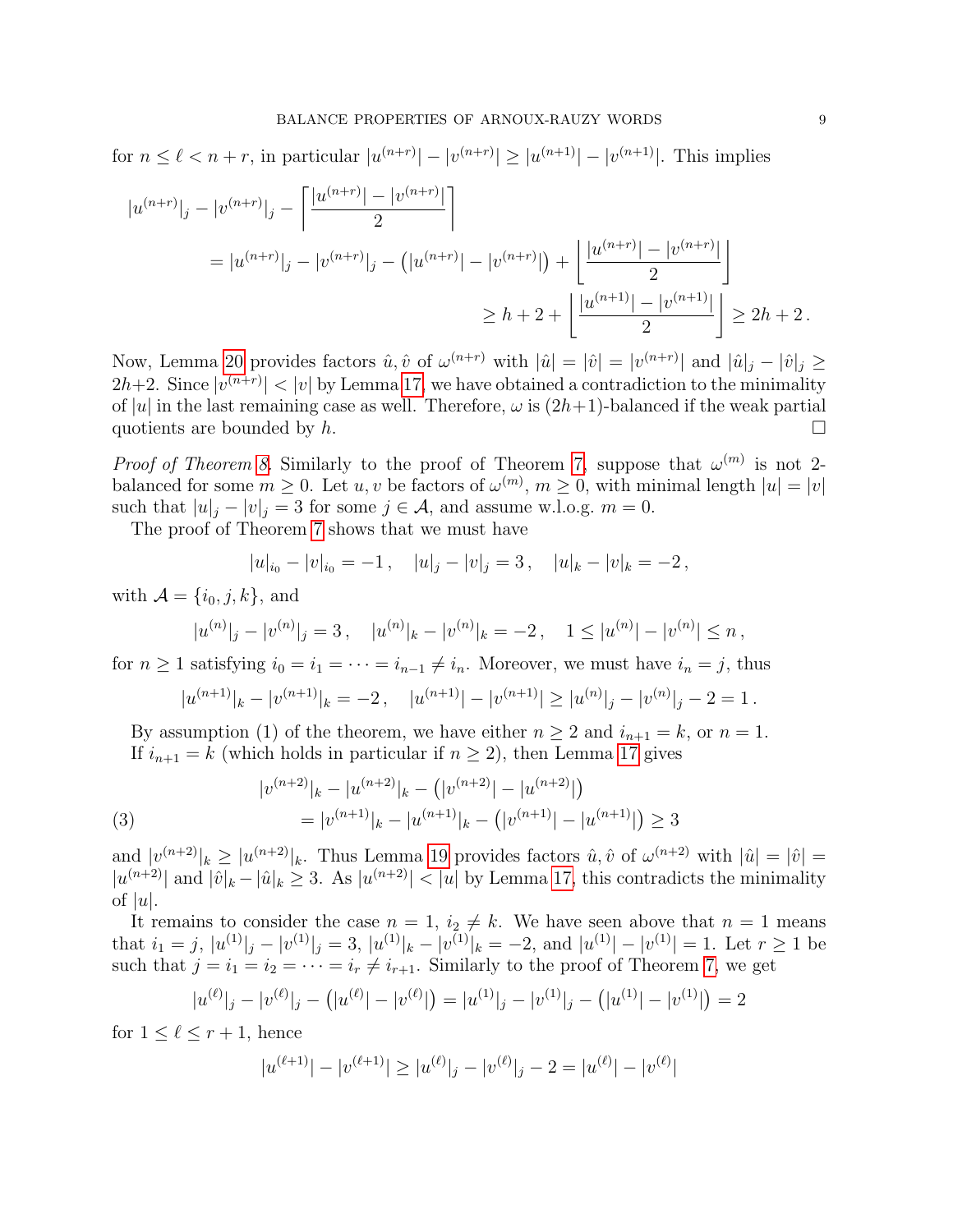for $n \le \ell < n+r$, in particular $|u^{(n+r)}| - |v^{(n+r)}| \ge |u^{(n+1)}| - |v^{(n+1)}|$. This implies

$$
\begin{aligned}
|u^{(n+r)}|_j - |v^{(n+r)}|_j - \left\lceil \frac{|u^{(n+r)}| - |v^{(n+r)}|}{2} \right\rceil \\
= |u^{(n+r)}|_j - |v^{(n+r)}|_j - \big(|u^{(n+r)}| - |v^{(n+r)}|\big) + \left\lfloor \frac{|u^{(n+r)}| - |v^{(n+r)}|}{2} \right\rfloor \\
\ge h + 2 + \left\lfloor \frac{|u^{(n+1)}| - |v^{(n+1)}|}{2} \right\rfloor \ge 2h + 2\,.
\end{aligned}
$$

Now, Lemma 20 provides factors $\hat{u}, \hat{v}$ of $\omega^{(n+r)}$ with $|\hat{u}| = |\hat{v}| = |v^{(n+r)}|$ and $|\hat{u}|_j - |\hat{v}|_j \ge 2h+2$. Since $|v^{(n+r)}| < |v|$ by Lemma 17, we have obtained a contradiction to the minimality of $|u|$ in the last remaining case as well. Therefore, $\omega$ is $(2h+1)$-balanced if the weak partial quotients are bounded by $h$. $\square$

*Proof of Theorem 8.* Similarly to the proof of Theorem 7, suppose that $\omega^{(m)}$ is not 2-balanced for some $m \ge 0$. Let $u, v$ be factors of $\omega^{(m)}$, $m \ge 0$, with minimal length $|u| = |v|$ such that $|u|_j - |v|_j = 3$ for some $j \in \mathcal{A}$, and assume w.l.o.g. $m = 0$.

The proof of Theorem 7 shows that we must have

$$
|u|_{i_0} - |v|_{i_0} = -1\,, \quad |u|_j - |v|_j = 3\,, \quad |u|_k - |v|_k = -2\,,
$$

with $\mathcal{A} = \{i_0, j, k\}$, and

$$
|u^{(n)}|_j - |v^{(n)}|_j = 3\,, \quad |u^{(n)}|_k - |v^{(n)}|_k = -2\,, \quad 1 \le |u^{(n)}| - |v^{(n)}| \le n\,,
$$

for $n \ge 1$ satisfying $i_0 = i_1 = \cdots = i_{n-1} \ne i_n$. Moreover, we must have $i_n = j$, thus

$$
|u^{(n+1)}|_k - |v^{(n+1)}|_k = -2\,, \quad |u^{(n+1)}| - |v^{(n+1)}| \ge |u^{(n)}|_j - |v^{(n)}|_j - 2 = 1\,.
$$

By assumption (1) of the theorem, we have either $n \ge 2$ and $i_{n+1} = k$, or $n = 1$.

If $i_{n+1} = k$ (which holds in particular if $n \ge 2$), then Lemma 17 gives

$$
\begin{aligned}
&|v^{(n+2)}|_k - |u^{(n+2)}|_k - \big(|v^{(n+2)}| - |u^{(n+2)}|\big) \\
&\qquad = |v^{(n+1)}|_k - |u^{(n+1)}|_k - \big(|v^{(n+1)}| - |u^{(n+1)}|\big) \ge 3
\end{aligned} \tag{3}
$$

and $|v^{(n+2)}|_k \ge |u^{(n+2)}|_k$. Thus Lemma 19 provides factors $\hat{u}, \hat{v}$ of $\omega^{(n+2)}$ with $|\hat{u}| = |\hat{v}| = |u^{(n+2)}|$ and $|\hat{v}|_k - |\hat{u}|_k \ge 3$. As $|u^{(n+2)}| < |u|$ by Lemma 17, this contradicts the minimality of $|u|$.

It remains to consider the case $n = 1$, $i_2 \ne k$. We have seen above that $n = 1$ means that $i_1 = j$, $|u^{(1)}|_j - |v^{(1)}|_j = 3$, $|u^{(1)}|_k - |v^{(1)}|_k = -2$, and $|u^{(1)}| - |v^{(1)}| = 1$. Let $r \ge 1$ be such that $j = i_1 = i_2 = \cdots = i_r \ne i_{r+1}$. Similarly to the proof of Theorem 7, we get

$$
|u^{(\ell)}|_j - |v^{(\ell)}|_j - \big(|u^{(\ell)}| - |v^{(\ell)}|\big) = |u^{(1)}|_j - |v^{(1)}|_j - \big(|u^{(1)}| - |v^{(1)}|\big) = 2
$$

for $1 \le \ell \le r+1$, hence

$$
|u^{(\ell+1)}| - |v^{(\ell+1)}| \ge |u^{(\ell)}|_j - |v^{(\ell)}|_j - 2 = |u^{(\ell)}| - |v^{(\ell)}|
$$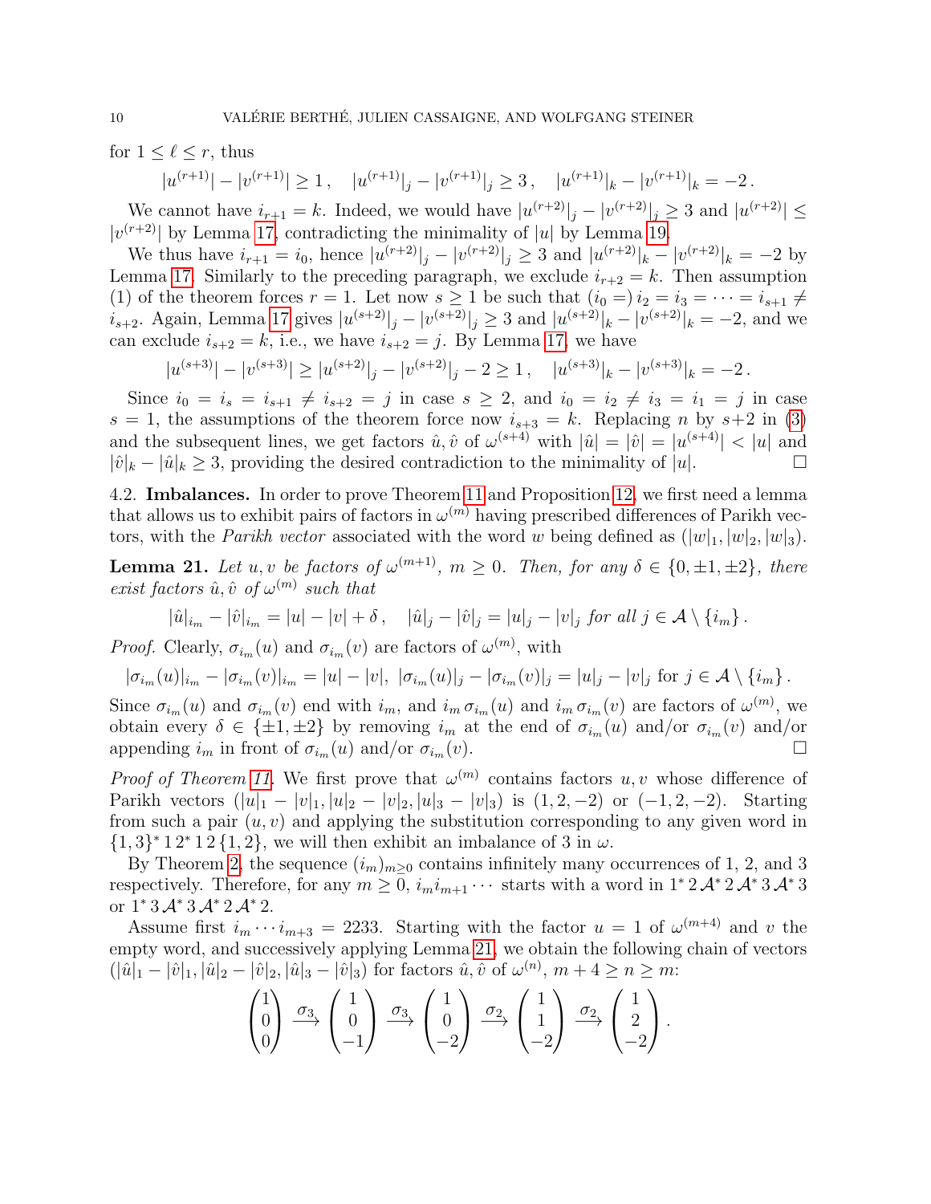for $1 \le \ell \le r$, thus

$$|u^{(r+1)}| - |v^{(r+1)}| \ge 1\,, \quad |u^{(r+1)}|_j - |v^{(r+1)}|_j \ge 3\,, \quad |u^{(r+1)}|_k - |v^{(r+1)}|_k = -2\,.$$

We cannot have $i_{r+1} = k$. Indeed, we would have $|u^{(r+2)}|_j - |v^{(r+2)}|_j \ge 3$ and $|u^{(r+2)}| \le |v^{(r+2)}|$ by Lemma 17, contradicting the minimality of $|u|$ by Lemma 19.

We thus have $i_{r+1} = i_0$, hence $|u^{(r+2)}|_j - |v^{(r+2)}|_j \ge 3$ and $|u^{(r+2)}|_k - |v^{(r+2)}|_k = -2$ by Lemma 17. Similarly to the preceding paragraph, we exclude $i_{r+2} = k$. Then assumption (1) of the theorem forces $r = 1$. Let now $s \ge 1$ be such that $(i_0 =)\, i_2 = i_3 = \cdots = i_{s+1} \ne i_{s+2}$. Again, Lemma 17 gives $|u^{(s+2)}|_j - |v^{(s+2)}|_j \ge 3$ and $|u^{(s+2)}|_k - |v^{(s+2)}|_k = -2$, and we can exclude $i_{s+2} = k$, i.e., we have $i_{s+2} = j$. By Lemma 17, we have

$$|u^{(s+3)}| - |v^{(s+3)}| \ge |u^{(s+2)}|_j - |v^{(s+2)}|_j - 2 \ge 1\,, \quad |u^{(s+3)}|_k - |v^{(s+3)}|_k = -2\,.$$

Since $i_0 = i_s = i_{s+1} \ne i_{s+2} = j$ in case $s \ge 2$, and $i_0 = i_2 \ne i_3 = i_1 = j$ in case $s = 1$, the assumptions of the theorem force now $i_{s+3} = k$. Replacing $n$ by $s+2$ in (3) and the subsequent lines, we get factors $\hat{u}, \hat{v}$ of $\omega^{(s+4)}$ with $|\hat{u}| = |\hat{v}| = |u^{(s+4)}| < |u|$ and $|\hat{v}|_k - |\hat{u}|_k \ge 3$, providing the desired contradiction to the minimality of $|u|$. $\square$

4.2. **Imbalances.** In order to prove Theorem 11 and Proposition 12, we first need a lemma that allows us to exhibit pairs of factors in $\omega^{(m)}$ having prescribed differences of Parikh vectors, with the *Parikh vector* associated with the word $w$ being defined as $(|w|_1, |w|_2, |w|_3)$.

**Lemma 21.** *Let $u, v$ be factors of $\omega^{(m+1)}$, $m \ge 0$. Then, for any $\delta \in \{0, \pm 1, \pm 2\}$, there exist factors $\hat{u}, \hat{v}$ of $\omega^{(m)}$ such that*

$$|\hat{u}|_{i_m} - |\hat{v}|_{i_m} = |u| - |v| + \delta\,, \quad |\hat{u}|_j - |\hat{v}|_j = |u|_j - |v|_j \text{ for all } j \in \mathcal{A} \setminus \{i_m\}\,.$$

*Proof.* Clearly, $\sigma_{i_m}(u)$ and $\sigma_{i_m}(v)$ are factors of $\omega^{(m)}$, with

$$|\sigma_{i_m}(u)|_{i_m} - |\sigma_{i_m}(v)|_{i_m} = |u| - |v|, \;\; |\sigma_{i_m}(u)|_j - |\sigma_{i_m}(v)|_j = |u|_j - |v|_j \text{ for } j \in \mathcal{A} \setminus \{i_m\}\,.$$

Since $\sigma_{i_m}(u)$ and $\sigma_{i_m}(v)$ end with $i_m$, and $i_m\, \sigma_{i_m}(u)$ and $i_m\, \sigma_{i_m}(v)$ are factors of $\omega^{(m)}$, we obtain every $\delta \in \{\pm 1, \pm 2\}$ by removing $i_m$ at the end of $\sigma_{i_m}(u)$ and/or $\sigma_{i_m}(v)$ and/or appending $i_m$ in front of $\sigma_{i_m}(u)$ and/or $\sigma_{i_m}(v)$. $\square$

*Proof of Theorem 11.* We first prove that $\omega^{(m)}$ contains factors $u, v$ whose difference of Parikh vectors $(|u|_1 - |v|_1, |u|_2 - |v|_2, |u|_3 - |v|_3)$ is $(1, 2, -2)$ or $(-1, 2, -2)$. Starting from such a pair $(u, v)$ and applying the substitution corresponding to any given word in $\{1, 3\}^*\, 1\, 2^*\, 1\, 2\, \{1, 2\}$, we will then exhibit an imbalance of 3 in $\omega$.

By Theorem 2, the sequence $(i_m)_{m \ge 0}$ contains infinitely many occurrences of 1, 2, and 3 respectively. Therefore, for any $m \ge 0$, $i_m i_{m+1} \cdots$ starts with a word in $1^*\, 2\, \mathcal{A}^*\, 2\, \mathcal{A}^*\, 3\, \mathcal{A}^*\, 3$ or $1^*\, 3\, \mathcal{A}^*\, 3\, \mathcal{A}^*\, 2\, \mathcal{A}^*\, 2$.

Assume first $i_m \cdots i_{m+3} = 2233$. Starting with the factor $u = 1$ of $\omega^{(m+4)}$ and $v$ the empty word, and successively applying Lemma 21, we obtain the following chain of vectors $(|\hat{u}|_1 - |\hat{v}|_1, |\hat{u}|_2 - |\hat{v}|_2, |\hat{u}|_3 - |\hat{v}|_3)$ for factors $\hat{u}, \hat{v}$ of $\omega^{(n)}$, $m + 4 \ge n \ge m$:

$$\begin{pmatrix}1\\0\\0\end{pmatrix} \xrightarrow{\sigma_3} \begin{pmatrix}1\\0\\-1\end{pmatrix} \xrightarrow{\sigma_3} \begin{pmatrix}1\\0\\-2\end{pmatrix} \xrightarrow{\sigma_2} \begin{pmatrix}1\\1\\-2\end{pmatrix} \xrightarrow{\sigma_2} \begin{pmatrix}1\\2\\-2\end{pmatrix}.$$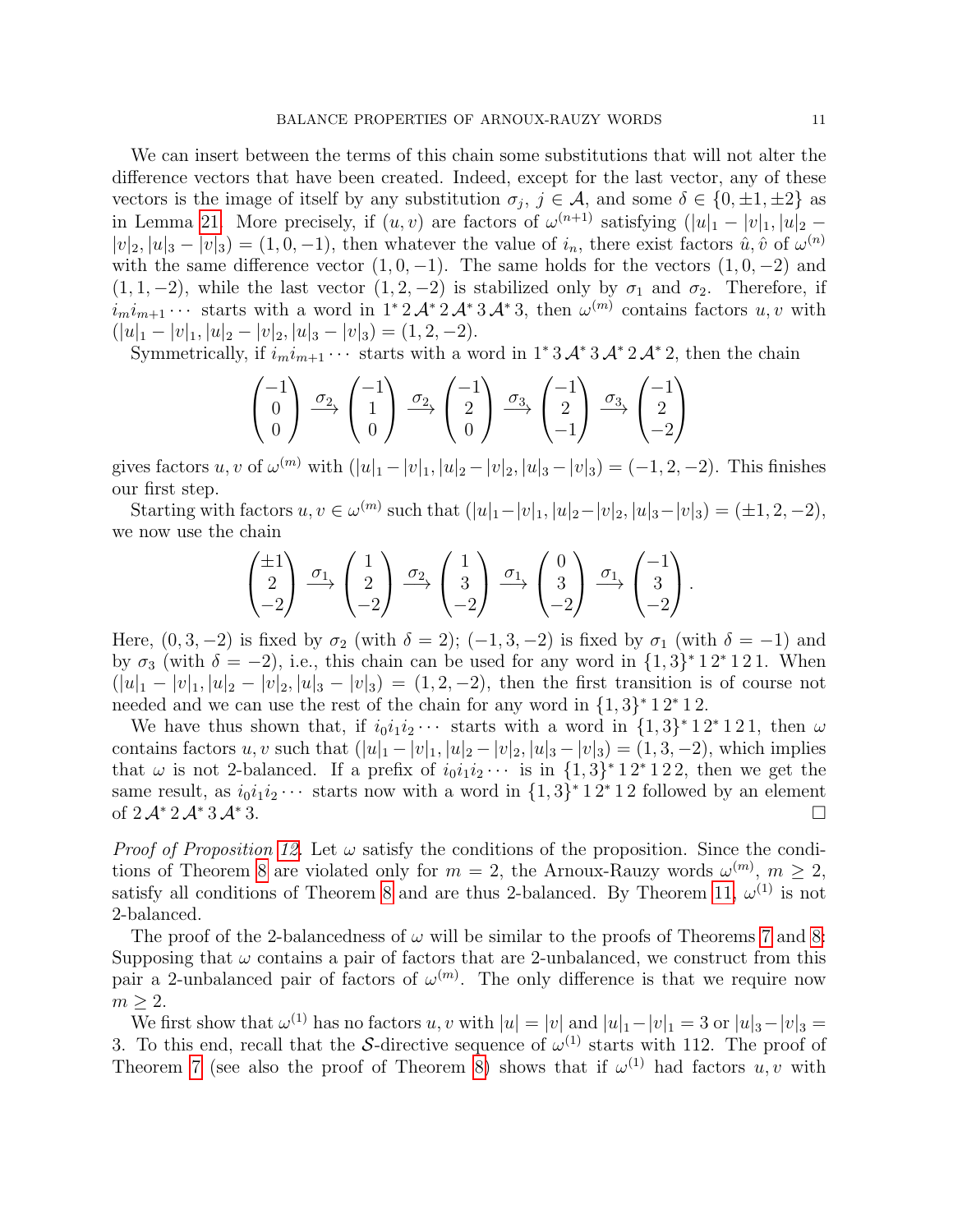We can insert between the terms of this chain some substitutions that will not alter the difference vectors that have been created. Indeed, except for the last vector, any of these vectors is the image of itself by any substitution $\sigma_j$, $j \in \mathcal{A}$, and some $\delta \in \{0, \pm 1, \pm 2\}$ as in Lemma 21. More precisely, if $(u, v)$ are factors of $\omega^{(n+1)}$ satisfying $(|u|_1 - |v|_1, |u|_2 - |v|_2, |u|_3 - |v|_3) = (1, 0, -1)$, then whatever the value of $i_n$, there exist factors $\hat{u}, \hat{v}$ of $\omega^{(n)}$ with the same difference vector $(1, 0, -1)$. The same holds for the vectors $(1, 0, -2)$ and $(1, 1, -2)$, while the last vector $(1, 2, -2)$ is stabilized only by $\sigma_1$ and $\sigma_2$. Therefore, if $i_m i_{m+1} \cdots$ starts with a word in $1^* \, 2 \, \mathcal{A}^* \, 2 \, \mathcal{A}^* \, 3 \, \mathcal{A}^* \, 3$, then $\omega^{(m)}$ contains factors $u, v$ with $(|u|_1 - |v|_1, |u|_2 - |v|_2, |u|_3 - |v|_3) = (1, 2, -2)$.

Symmetrically, if $i_m i_{m+1} \cdots$ starts with a word in $1^* \, 3 \, \mathcal{A}^* \, 3 \, \mathcal{A}^* \, 2 \, \mathcal{A}^* \, 2$, then the chain

$$\begin{pmatrix} -1 \\ 0 \\ 0 \end{pmatrix} \xrightarrow{\sigma_2} \begin{pmatrix} -1 \\ 1 \\ 0 \end{pmatrix} \xrightarrow{\sigma_2} \begin{pmatrix} -1 \\ 2 \\ 0 \end{pmatrix} \xrightarrow{\sigma_3} \begin{pmatrix} -1 \\ 2 \\ -1 \end{pmatrix} \xrightarrow{\sigma_3} \begin{pmatrix} -1 \\ 2 \\ -2 \end{pmatrix}$$

gives factors $u, v$ of $\omega^{(m)}$ with $(|u|_1 - |v|_1, |u|_2 - |v|_2, |u|_3 - |v|_3) = (-1, 2, -2)$. This finishes our first step.

Starting with factors $u, v \in \omega^{(m)}$ such that $(|u|_1 - |v|_1, |u|_2 - |v|_2, |u|_3 - |v|_3) = (\pm 1, 2, -2)$, we now use the chain

$$\begin{pmatrix} \pm 1 \\ 2 \\ -2 \end{pmatrix} \xrightarrow{\sigma_1} \begin{pmatrix} 1 \\ 2 \\ -2 \end{pmatrix} \xrightarrow{\sigma_2} \begin{pmatrix} 1 \\ 3 \\ -2 \end{pmatrix} \xrightarrow{\sigma_1} \begin{pmatrix} 0 \\ 3 \\ -2 \end{pmatrix} \xrightarrow{\sigma_1} \begin{pmatrix} -1 \\ 3 \\ -2 \end{pmatrix}.$$

Here, $(0, 3, -2)$ is fixed by $\sigma_2$ (with $\delta = 2$); $(-1, 3, -2)$ is fixed by $\sigma_1$ (with $\delta = -1$) and by $\sigma_3$ (with $\delta = -2$), i.e., this chain can be used for any word in $\{1, 3\}^* \, 1 \, 2^* \, 1 \, 2 \, 1$. When $(|u|_1 - |v|_1, |u|_2 - |v|_2, |u|_3 - |v|_3) = (1, 2, -2)$, then the first transition is of course not needed and we can use the rest of the chain for any word in $\{1, 3\}^* \, 1 \, 2^* \, 1 \, 2$.

We have thus shown that, if $i_0 i_1 i_2 \cdots$ starts with a word in $\{1, 3\}^* \, 1 \, 2^* \, 1 \, 2 \, 1$, then $\omega$ contains factors $u, v$ such that $(|u|_1 - |v|_1, |u|_2 - |v|_2, |u|_3 - |v|_3) = (1, 3, -2)$, which implies that $\omega$ is not 2-balanced. If a prefix of $i_0 i_1 i_2 \cdots$ is in $\{1, 3\}^* \, 1 \, 2^* \, 1 \, 2 \, 2$, then we get the same result, as $i_0 i_1 i_2 \cdots$ starts now with a word in $\{1, 3\}^* \, 1 \, 2^* \, 1 \, 2$ followed by an element of $2 \, \mathcal{A}^* \, 2 \, \mathcal{A}^* \, 3 \, \mathcal{A}^* \, 3$. $\square$

*Proof of Proposition 12.* Let $\omega$ satisfy the conditions of the proposition. Since the conditions of Theorem 8 are violated only for $m = 2$, the Arnoux-Rauzy words $\omega^{(m)}$, $m \geq 2$, satisfy all conditions of Theorem 8 and are thus 2-balanced. By Theorem 11, $\omega^{(1)}$ is not 2-balanced.

The proof of the 2-balancedness of $\omega$ will be similar to the proofs of Theorems 7 and 8: Supposing that $\omega$ contains a pair of factors that are 2-unbalanced, we construct from this pair a 2-unbalanced pair of factors of $\omega^{(m)}$. The only difference is that we require now $m \geq 2$.

We first show that $\omega^{(1)}$ has no factors $u, v$ with $|u| = |v|$ and $|u|_1 - |v|_1 = 3$ or $|u|_3 - |v|_3 = 3$. To this end, recall that the $\mathcal{S}$-directive sequence of $\omega^{(1)}$ starts with 112. The proof of Theorem 7 (see also the proof of Theorem 8) shows that if $\omega^{(1)}$ had factors $u, v$ with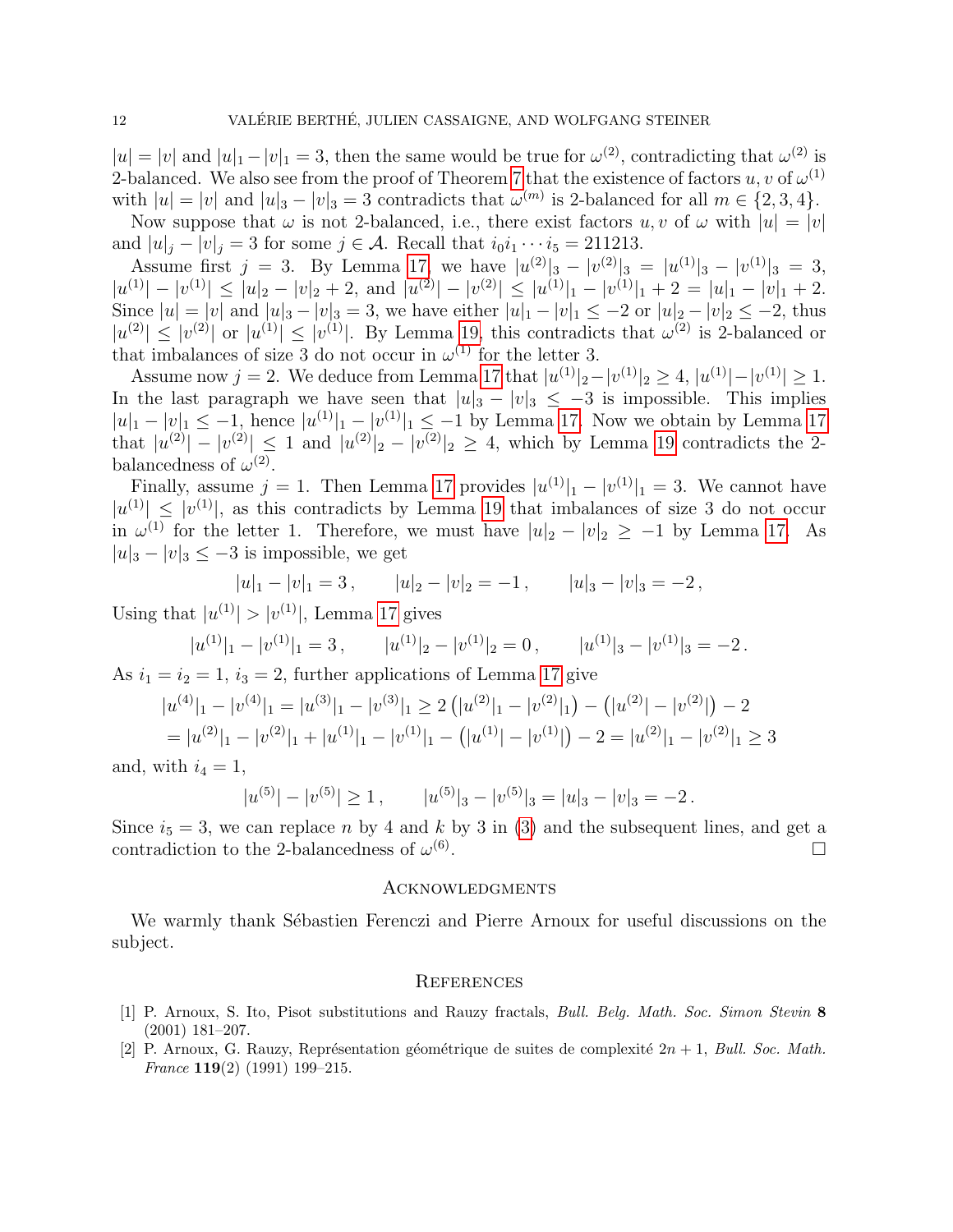$|u| = |v|$ and $|u|_1 - |v|_1 = 3$, then the same would be true for $\omega^{(2)}$, contradicting that $\omega^{(2)}$ is 2-balanced. We also see from the proof of Theorem 7 that the existence of factors $u, v$ of $\omega^{(1)}$ with $|u| = |v|$ and $|u|_3 - |v|_3 = 3$ contradicts that $\omega^{(m)}$ is 2-balanced for all $m \in \{2, 3, 4\}$.

Now suppose that $\omega$ is not 2-balanced, i.e., there exist factors $u, v$ of $\omega$ with $|u| = |v|$ and $|u|_j - |v|_j = 3$ for some $j \in \mathcal{A}$. Recall that $i_0 i_1 \cdots i_5 = 211213$.

Assume first $j = 3$. By Lemma 17, we have $|u^{(2)}|_3 - |v^{(2)}|_3 = |u^{(1)}|_3 - |v^{(1)}|_3 = 3$, $|u^{(1)}| - |v^{(1)}| \le |u|_2 - |v|_2 + 2$, and $|u^{(2)}| - |v^{(2)}| \le |u^{(1)}|_1 - |v^{(1)}|_1 + 2 = |u|_1 - |v|_1 + 2$. Since $|u| = |v|$ and $|u|_3 - |v|_3 = 3$, we have either $|u|_1 - |v|_1 \le -2$ or $|u|_2 - |v|_2 \le -2$, thus $|u^{(2)}| \le |v^{(2)}|$ or $|u^{(1)}| \le |v^{(1)}|$. By Lemma 19, this contradicts that $\omega^{(2)}$ is 2-balanced or that imbalances of size 3 do not occur in $\omega^{(1)}$ for the letter 3.

Assume now $j = 2$. We deduce from Lemma 17 that $|u^{(1)}|_2 - |v^{(1)}|_2 \ge 4$, $|u^{(1)}| - |v^{(1)}| \ge 1$. In the last paragraph we have seen that $|u|_3 - |v|_3 \le -3$ is impossible. This implies $|u|_1 - |v|_1 \le -1$, hence $|u^{(1)}|_1 - |v^{(1)}|_1 \le -1$ by Lemma 17. Now we obtain by Lemma 17 that $|u^{(2)}| - |v^{(2)}| \le 1$ and $|u^{(2)}|_2 - |v^{(2)}|_2 \ge 4$, which by Lemma 19 contradicts the 2-balancedness of $\omega^{(2)}$.

Finally, assume $j = 1$. Then Lemma 17 provides $|u^{(1)}|_1 - |v^{(1)}|_1 = 3$. We cannot have $|u^{(1)}| \le |v^{(1)}|$, as this contradicts by Lemma 19 that imbalances of size 3 do not occur in $\omega^{(1)}$ for the letter 1. Therefore, we must have $|u|_2 - |v|_2 \ge -1$ by Lemma 17. As $|u|_3 - |v|_3 \le -3$ is impossible, we get

$$|u|_1 - |v|_1 = 3\,, \qquad |u|_2 - |v|_2 = -1\,, \qquad |u|_3 - |v|_3 = -2\,,$$

Using that $|u^{(1)}| > |v^{(1)}|$, Lemma 17 gives

$$|u^{(1)}|_1 - |v^{(1)}|_1 = 3\,, \qquad |u^{(1)}|_2 - |v^{(1)}|_2 = 0\,, \qquad |u^{(1)}|_3 - |v^{(1)}|_3 = -2\,.$$

As $i_1 = i_2 = 1$, $i_3 = 2$, further applications of Lemma 17 give

$$\begin{aligned}
|u^{(4)}|_1 - |v^{(4)}|_1 &= |u^{(3)}|_1 - |v^{(3)}|_1 \ge 2\left(|u^{(2)}|_1 - |v^{(2)}|_1\right) - \left(|u^{(2)}| - |v^{(2)}|\right) - 2 \\
&= |u^{(2)}|_1 - |v^{(2)}|_1 + |u^{(1)}|_1 - |v^{(1)}|_1 - \left(|u^{(1)}| - |v^{(1)}|\right) - 2 = |u^{(2)}|_1 - |v^{(2)}|_1 \ge 3
\end{aligned}$$

and, with $i_4 = 1$,

$$|u^{(5)}| - |v^{(5)}| \ge 1\,, \qquad |u^{(5)}|_3 - |v^{(5)}|_3 = |u|_3 - |v|_3 = -2\,.$$

Since $i_5 = 3$, we can replace $n$ by 4 and $k$ by 3 in (3) and the subsequent lines, and get a contradiction to the 2-balancedness of $\omega^{(6)}$. □

## Acknowledgments

We warmly thank Sébastien Ferenczi and Pierre Arnoux for useful discussions on the subject.

## References

[1] P. Arnoux, S. Ito, Pisot substitutions and Rauzy fractals, *Bull. Belg. Math. Soc. Simon Stevin* **8** (2001) 181–207.

[2] P. Arnoux, G. Rauzy, Représentation géométrique de suites de complexité $2n+1$, *Bull. Soc. Math. France* **119**(2) (1991) 199–215.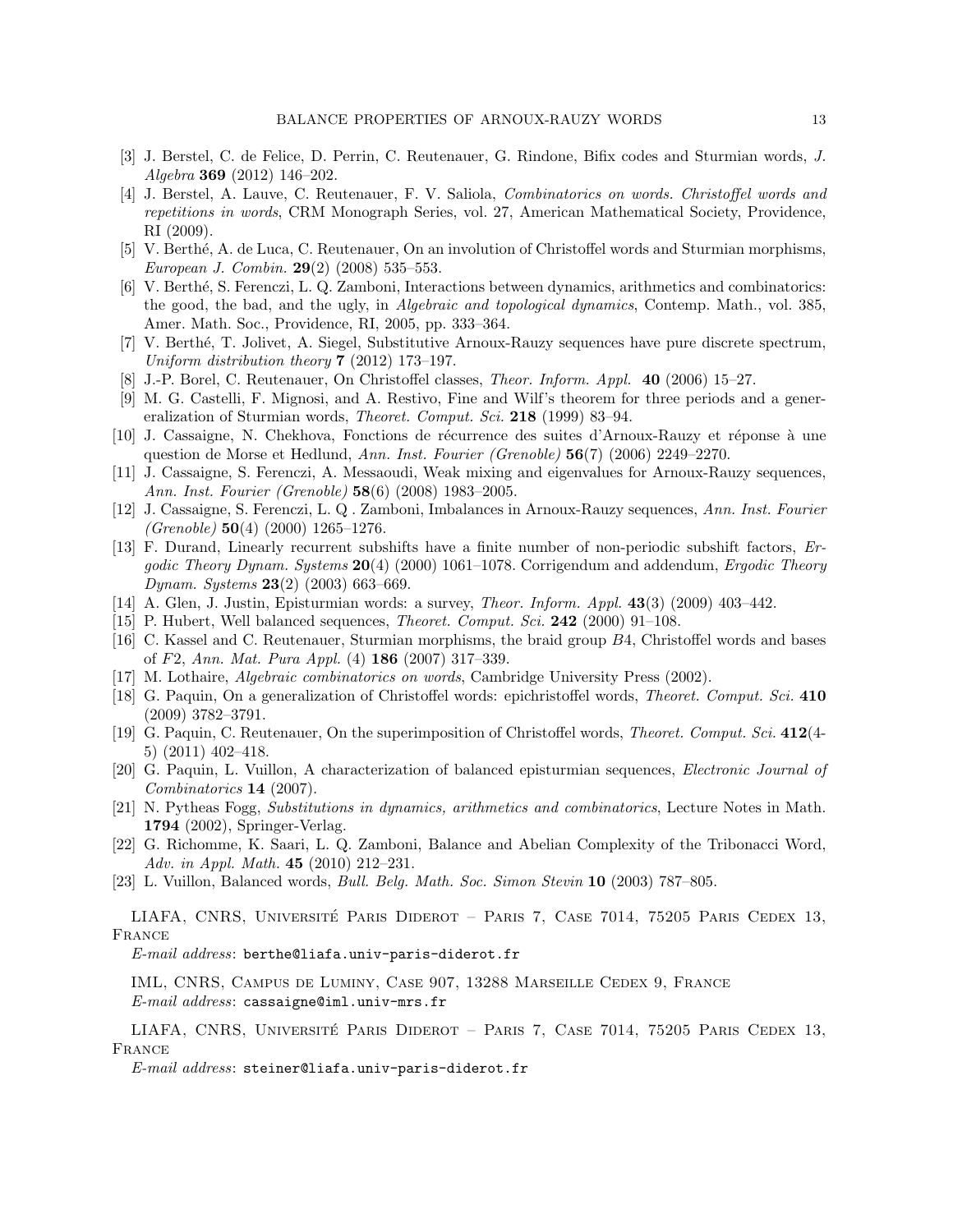[3] J. Berstel, C. de Felice, D. Perrin, C. Reutenauer, G. Rindone, Bifix codes and Sturmian words, *J. Algebra* **369** (2012) 146–202.

[4] J. Berstel, A. Lauve, C. Reutenauer, F. V. Saliola, *Combinatorics on words. Christoffel words and repetitions in words*, CRM Monograph Series, vol. 27, American Mathematical Society, Providence, RI (2009).

[5] V. Berthé, A. de Luca, C. Reutenauer, On an involution of Christoffel words and Sturmian morphisms, *European J. Combin.* **29**(2) (2008) 535–553.

[6] V. Berthé, S. Ferenczi, L. Q. Zamboni, Interactions between dynamics, arithmetics and combinatorics: the good, the bad, and the ugly, in *Algebraic and topological dynamics*, Contemp. Math., vol. 385, Amer. Math. Soc., Providence, RI, 2005, pp. 333–364.

[7] V. Berthé, T. Jolivet, A. Siegel, Substitutive Arnoux-Rauzy sequences have pure discrete spectrum, *Uniform distribution theory* **7** (2012) 173–197.

[8] J.-P. Borel, C. Reutenauer, On Christoffel classes, *Theor. Inform. Appl.* **40** (2006) 15–27.

[9] M. G. Castelli, F. Mignosi, and A. Restivo, Fine and Wilf's theorem for three periods and a genereralization of Sturmian words, *Theoret. Comput. Sci.* **218** (1999) 83–94.

[10] J. Cassaigne, N. Chekhova, Fonctions de récurrence des suites d'Arnoux-Rauzy et réponse à une question de Morse et Hedlund, *Ann. Inst. Fourier (Grenoble)* **56**(7) (2006) 2249–2270.

[11] J. Cassaigne, S. Ferenczi, A. Messaoudi, Weak mixing and eigenvalues for Arnoux-Rauzy sequences, *Ann. Inst. Fourier (Grenoble)* **58**(6) (2008) 1983–2005.

[12] J. Cassaigne, S. Ferenczi, L. Q . Zamboni, Imbalances in Arnoux-Rauzy sequences, *Ann. Inst. Fourier (Grenoble)* **50**(4) (2000) 1265–1276.

[13] F. Durand, Linearly recurrent subshifts have a finite number of non-periodic subshift factors, *Ergodic Theory Dynam. Systems* **20**(4) (2000) 1061–1078. Corrigendum and addendum, *Ergodic Theory Dynam. Systems* **23**(2) (2003) 663–669.

[14] A. Glen, J. Justin, Episturmian words: a survey, *Theor. Inform. Appl.* **43**(3) (2009) 403–442.

[15] P. Hubert, Well balanced sequences, *Theoret. Comput. Sci.* **242** (2000) 91–108.

[16] C. Kassel and C. Reutenauer, Sturmian morphisms, the braid group $B4$, Christoffel words and bases of $F2$, *Ann. Mat. Pura Appl.* (4) **186** (2007) 317–339.

[17] M. Lothaire, *Algebraic combinatorics on words*, Cambridge University Press (2002).

[18] G. Paquin, On a generalization of Christoffel words: epichristoffel words, *Theoret. Comput. Sci.* **410** (2009) 3782–3791.

[19] G. Paquin, C. Reutenauer, On the superimposition of Christoffel words, *Theoret. Comput. Sci.* **412**(4-5) (2011) 402–418.

[20] G. Paquin, L. Vuillon, A characterization of balanced episturmian sequences, *Electronic Journal of Combinatorics* **14** (2007).

[21] N. Pytheas Fogg, *Substitutions in dynamics, arithmetics and combinatorics*, Lecture Notes in Math. **1794** (2002), Springer-Verlag.

[22] G. Richomme, K. Saari, L. Q. Zamboni, Balance and Abelian Complexity of the Tribonacci Word, *Adv. in Appl. Math.* **45** (2010) 212–231.

[23] L. Vuillon, Balanced words, *Bull. Belg. Math. Soc. Simon Stevin* **10** (2003) 787–805.

LIAFA, CNRS, Université Paris Diderot – Paris 7, Case 7014, 75205 Paris Cedex 13, France

*E-mail address*: berthe@liafa.univ-paris-diderot.fr

IML, CNRS, Campus de Luminy, Case 907, 13288 Marseille Cedex 9, France

*E-mail address*: cassaigne@iml.univ-mrs.fr

LIAFA, CNRS, Université Paris Diderot – Paris 7, Case 7014, 75205 Paris Cedex 13, France

*E-mail address*: steiner@liafa.univ-paris-diderot.fr